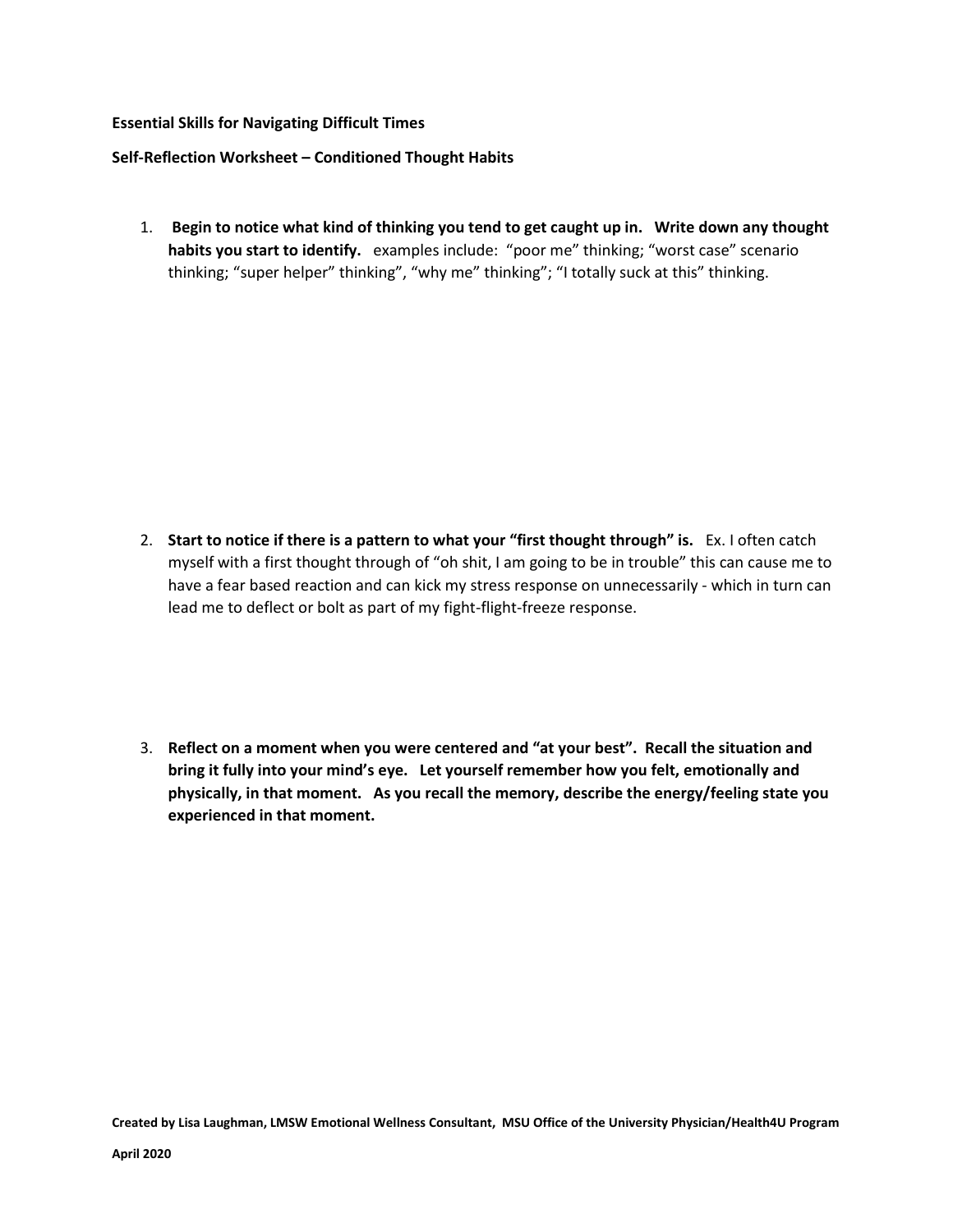**Essential Skills for Navigating Difficult Times**

**Self-Reflection Worksheet – Conditioned Thought Habits**

1. **Begin to notice what kind of thinking you tend to get caught up in. Write down any thought habits you start to identify.** examples include: "poor me" thinking; "worst case" scenario thinking; "super helper" thinking", "why me" thinking"; "I totally suck at this" thinking.

2. **Start to notice if there is a pattern to what your "first thought through" is.** Ex. I often catch myself with a first thought through of "oh shit, I am going to be in trouble" this can cause me to have a fear based reaction and can kick my stress response on unnecessarily - which in turn can lead me to deflect or bolt as part of my fight-flight-freeze response.

3. **Reflect on a moment when you were centered and "at your best". Recall the situation and bring it fully into your mind's eye. Let yourself remember how you felt, emotionally and physically, in that moment. As you recall the memory, describe the energy/feeling state you experienced in that moment.**

**Created by Lisa Laughman, LMSW Emotional Wellness Consultant, MSU Office of the University Physician/Health4U Program**

**April 2020**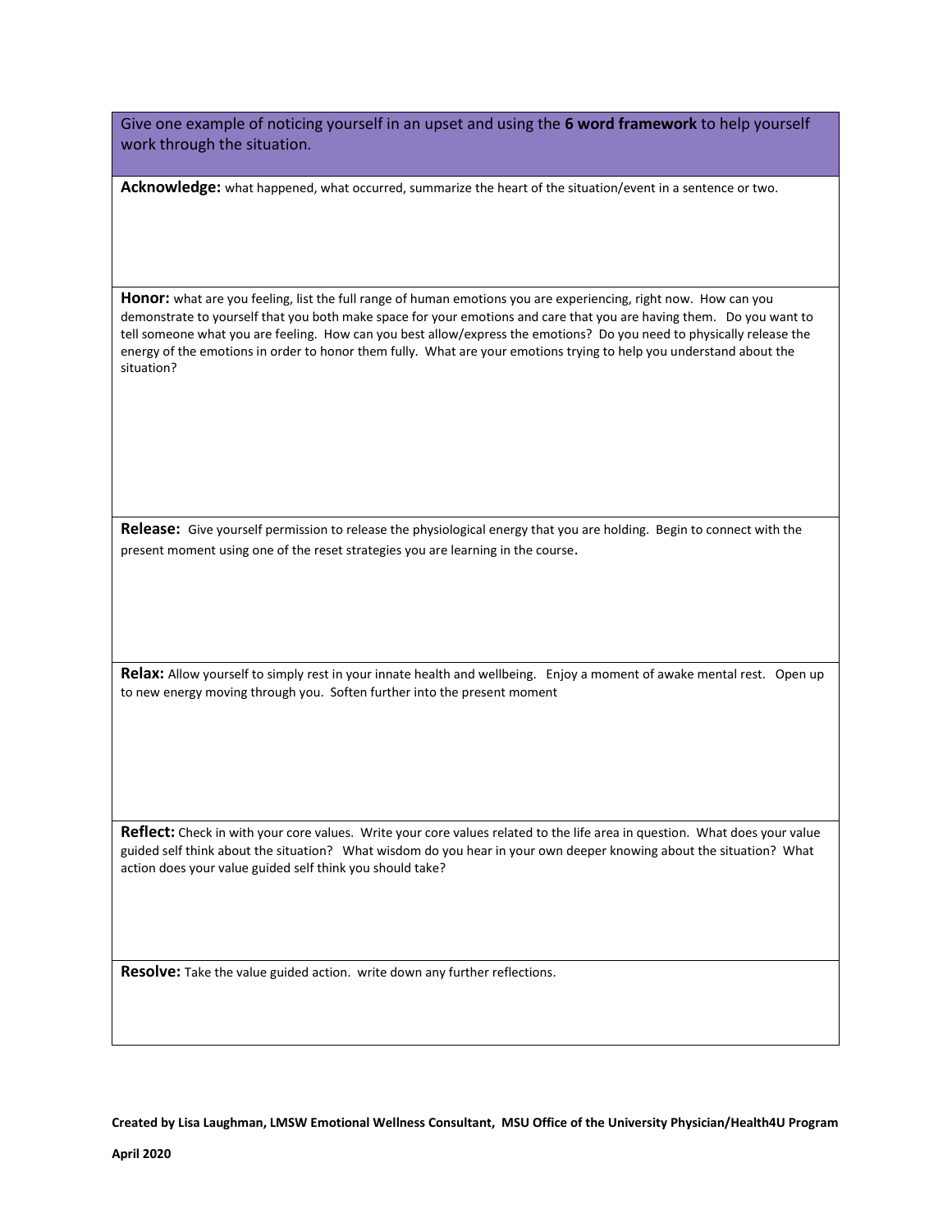Give one example of noticing yourself in an upset and using the **6 word framework** to help yourself work through the situation.

**Acknowledge:** what happened, what occurred, summarize the heart of the situation/event in a sentence or two.

**Honor:** what are you feeling, list the full range of human emotions you are experiencing, right now. How can you demonstrate to yourself that you both make space for your emotions and care that you are having them. Do you want to tell someone what you are feeling. How can you best allow/express the emotions? Do you need to physically release the energy of the emotions in order to honor them fully. What are your emotions trying to help you understand about the situation?

**Release:** Give yourself permission to release the physiological energy that you are holding. Begin to connect with the present moment using one of the reset strategies you are learning in the course.

**Relax:** Allow yourself to simply rest in your innate health and wellbeing. Enjoy a moment of awake mental rest. Open up to new energy moving through you. Soften further into the present moment

**Reflect:** Check in with your core values. Write your core values related to the life area in question. What does your value guided self think about the situation? What wisdom do you hear in your own deeper knowing about the situation? What action does your value guided self think you should take?

**Resolve:** Take the value guided action. write down any further reflections.

**Created by Lisa Laughman, LMSW Emotional Wellness Consultant, MSU Office of the University Physician/Health4U Program**

**April 2020**